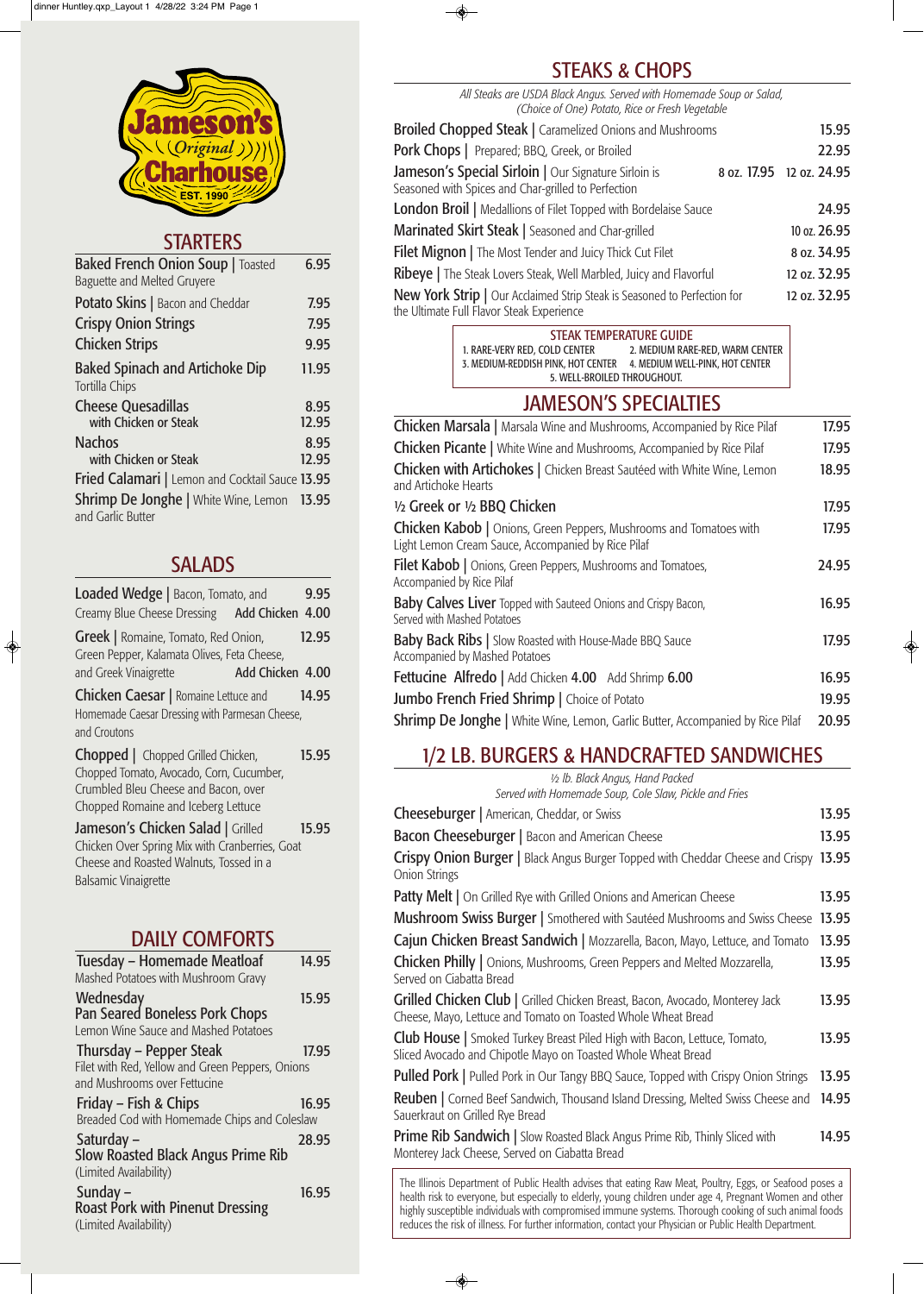# Jameson's Original Charhouse

EST. 1990

## STARTERS

**Baked French Onion Soup** | Toasted Baguette and Melted Gruyere — 6.95

**Potato Skins** | Bacon and Cheddar — 7.95

**Crispy Onion Strings** — 7.95

**Chicken Strips** — 9.95

**Baked Spinach and Artichoke Dip** — 11.95
Tortilla Chips

**Cheese Quesadillas** — 8.95
with Chicken or Steak — 12.95

**Nachos** — 8.95
with Chicken or Steak — 12.95

**Fried Calamari** | Lemon and Cocktail Sauce — 13.95

**Shrimp De Jonghe** | White Wine, Lemon and Garlic Butter — 13.95

## SALADS

**Loaded Wedge** | Bacon, Tomato, and Creamy Blue Cheese Dressing — 9.95
Add Chicken 4.00

**Greek** | Romaine, Tomato, Red Onion, Green Pepper, Kalamata Olives, Feta Cheese, and Greek Vinaigrette — 12.95
Add Chicken 4.00

**Chicken Caesar** | Romaine Lettuce and Homemade Caesar Dressing with Parmesan Cheese, and Croutons — 14.95

**Chopped** | Chopped Grilled Chicken, Chopped Tomato, Avocado, Corn, Cucumber, Crumbled Bleu Cheese and Bacon, over Chopped Romaine and Iceberg Lettuce — 15.95

**Jameson's Chicken Salad** | Grilled Chicken Over Spring Mix with Cranberries, Goat Cheese and Roasted Walnuts, Tossed in a Balsamic Vinaigrette — 15.95

## DAILY COMFORTS

**Tuesday – Homemade Meatloaf** — 14.95
Mashed Potatoes with Mushroom Gravy

**Wednesday**
**Pan Seared Boneless Pork Chops** — 15.95
Lemon Wine Sauce and Mashed Potatoes

**Thursday – Pepper Steak** — 17.95
Filet with Red, Yellow and Green Peppers, Onions and Mushrooms over Fettucine

**Friday – Fish & Chips** — 16.95
Breaded Cod with Homemade Chips and Coleslaw

**Saturday –**
**Slow Roasted Black Angus Prime Rib** — 28.95
(Limited Availability)

**Sunday –**
**Roast Pork with Pinenut Dressing** — 16.95
(Limited Availability)

## STEAKS & CHOPS

*All Steaks are USDA Black Angus. Served with Homemade Soup or Salad, (Choice of One) Potato, Rice or Fresh Vegetable*

**Broiled Chopped Steak** | Caramelized Onions and Mushrooms — 15.95

**Pork Chops** | Prepared; BBQ, Greek, or Broiled — 22.95

**Jameson's Special Sirloin** | Our Signature Sirloin is Seasoned with Spices and Char-grilled to Perfection — 8 oz. 17.95 / 12 oz. 24.95

**London Broil** | Medallions of Filet Topped with Bordelaise Sauce — 24.95

**Marinated Skirt Steak** | Seasoned and Char-grilled — 10 oz. 26.95

**Filet Mignon** | The Most Tender and Juicy Thick Cut Filet — 8 oz. 34.95

**Ribeye** | The Steak Lovers Steak, Well Marbled, Juicy and Flavorful — 12 oz. 32.95

**New York Strip** | Our Acclaimed Strip Steak is Seasoned to Perfection for the Ultimate Full Flavor Steak Experience — 12 oz. 32.95

**STEAK TEMPERATURE GUIDE**
1. RARE-VERY RED, COLD CENTER
2. MEDIUM RARE-RED, WARM CENTER
3. MEDIUM-REDDISH PINK, HOT CENTER
4. MEDIUM WELL-PINK, HOT CENTER
5. WELL-BROILED THROUGHOUT.

## JAMESON'S SPECIALTIES

**Chicken Marsala** | Marsala Wine and Mushrooms, Accompanied by Rice Pilaf — 17.95

**Chicken Picante** | White Wine and Mushrooms, Accompanied by Rice Pilaf — 17.95

**Chicken with Artichokes** | Chicken Breast Sautéed with White Wine, Lemon and Artichoke Hearts — 18.95

**½ Greek or ½ BBQ Chicken** — 17.95

**Chicken Kabob** | Onions, Green Peppers, Mushrooms and Tomatoes with Light Lemon Cream Sauce, Accompanied by Rice Pilaf — 17.95

**Filet Kabob** | Onions, Green Peppers, Mushrooms and Tomatoes, Accompanied by Rice Pilaf — 24.95

**Baby Calves Liver** Topped with Sauteed Onions and Crispy Bacon, Served with Mashed Potatoes — 16.95

**Baby Back Ribs** | Slow Roasted with House-Made BBQ Sauce Accompanied by Mashed Potatoes — 17.95

**Fettucine Alfredo** | Add Chicken **4.00** Add Shrimp **6.00** — 16.95

**Jumbo French Fried Shrimp** | Choice of Potato — 19.95

**Shrimp De Jonghe** | White Wine, Lemon, Garlic Butter, Accompanied by Rice Pilaf — 20.95

## 1/2 LB. BURGERS & HANDCRAFTED SANDWICHES

*½ lb. Black Angus, Hand Packed*
*Served with Homemade Soup, Cole Slaw, Pickle and Fries*

**Cheeseburger** | American, Cheddar, or Swiss — 13.95

**Bacon Cheeseburger** | Bacon and American Cheese — 13.95

**Crispy Onion Burger** | Black Angus Burger Topped with Cheddar Cheese and Crispy Onion Strings — 13.95

**Patty Melt** | On Grilled Rye with Grilled Onions and American Cheese — 13.95

**Mushroom Swiss Burger** | Smothered with Sautéed Mushrooms and Swiss Cheese — 13.95

**Cajun Chicken Breast Sandwich** | Mozzarella, Bacon, Mayo, Lettuce, and Tomato — 13.95

**Chicken Philly** | Onions, Mushrooms, Green Peppers and Melted Mozzarella, Served on Ciabatta Bread — 13.95

**Grilled Chicken Club** | Grilled Chicken Breast, Bacon, Avocado, Monterey Jack Cheese, Mayo, Lettuce and Tomato on Toasted Whole Wheat Bread — 13.95

**Club House** | Smoked Turkey Breast Piled High with Bacon, Lettuce, Tomato, Sliced Avocado and Chipotle Mayo on Toasted Whole Wheat Bread — 13.95

**Pulled Pork** | Pulled Pork in Our Tangy BBQ Sauce, Topped with Crispy Onion Strings — 13.95

**Reuben** | Corned Beef Sandwich, Thousand Island Dressing, Melted Swiss Cheese and Sauerkraut on Grilled Rye Bread — 14.95

**Prime Rib Sandwich** | Slow Roasted Black Angus Prime Rib, Thinly Sliced with Monterey Jack Cheese, Served on Ciabatta Bread — 14.95

The Illinois Department of Public Health advises that eating Raw Meat, Poultry, Eggs, or Seafood poses a health risk to everyone, but especially to elderly, young children under age 4, Pregnant Women and other highly susceptible individuals with compromised immune systems. Thorough cooking of such animal foods reduces the risk of illness. For further information, contact your Physician or Public Health Department.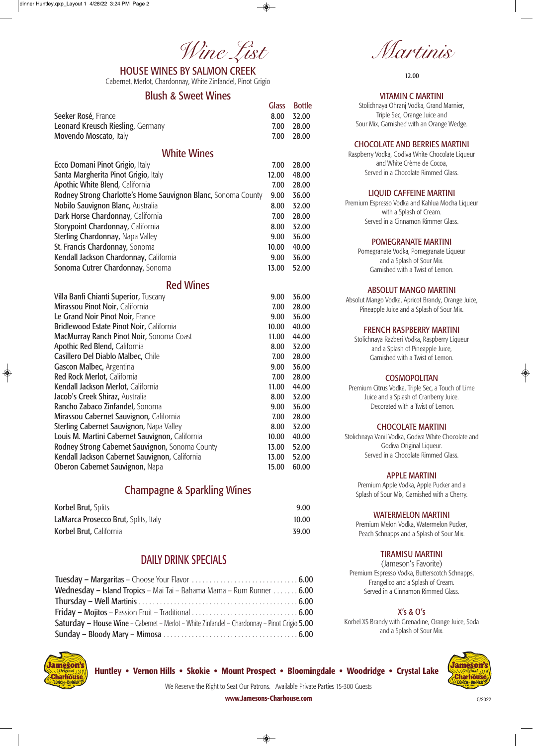# Wine List

## HOUSE WINES BY SALMON CREEK

Cabernet, Merlot, Chardonnay, White Zinfandel, Pinot Grigio

### Blush & Sweet Wines

| | Glass | Bottle |
|---|---|---|
| **Seeker Rosé,** France | 8.00 | 32.00 |
| **Leonard Kreusch Riesling,** Germany | 7.00 | 28.00 |
| **Movendo Moscato,** Italy | 7.00 | 28.00 |

### White Wines

| | Glass | Bottle |
|---|---|---|
| **Ecco Domani Pinot Grigio,** Italy | 7.00 | 28.00 |
| **Santa Margherita Pinot Grigio,** Italy | 12.00 | 48.00 |
| **Apothic White Blend,** California | 7.00 | 28.00 |
| **Rodney Strong Charlotte's Home Sauvignon Blanc,** Sonoma County | 9.00 | 36.00 |
| **Nobilo Sauvignon Blanc,** Australia | 8.00 | 32.00 |
| **Dark Horse Chardonnay,** California | 7.00 | 28.00 |
| **Storypoint Chardonnay,** California | 8.00 | 32.00 |
| **Sterling Chardonnay,** Napa Valley | 9.00 | 36.00 |
| **St. Francis Chardonnay,** Sonoma | 10.00 | 40.00 |
| **Kendall Jackson Chardonnay,** California | 9.00 | 36.00 |
| **Sonoma Cutrer Chardonnay,** Sonoma | 13.00 | 52.00 |

### Red Wines

| | Glass | Bottle |
|---|---|---|
| **Villa Banfi Chianti Superior,** Tuscany | 9.00 | 36.00 |
| **Mirassou Pinot Noir,** California | 7.00 | 28.00 |
| **Le Grand Noir Pinot Noir,** France | 9.00 | 36.00 |
| **Bridlewood Estate Pinot Noir,** California | 10.00 | 40.00 |
| **MacMurray Ranch Pinot Noir,** Sonoma Coast | 11.00 | 44.00 |
| **Apothic Red Blend,** California | 8.00 | 32.00 |
| **Casillero Del Diablo Malbec,** Chile | 7.00 | 28.00 |
| **Gascon Malbec,** Argentina | 9.00 | 36.00 |
| **Red Rock Merlot,** California | 7.00 | 28.00 |
| **Kendall Jackson Merlot,** California | 11.00 | 44.00 |
| **Jacob's Creek Shiraz,** Australia | 8.00 | 32.00 |
| **Rancho Zabaco Zinfandel,** Sonoma | 9.00 | 36.00 |
| **Mirassou Cabernet Sauvignon,** California | 7.00 | 28.00 |
| **Sterling Cabernet Sauvignon,** Napa Valley | 8.00 | 32.00 |
| **Louis M. Martini Cabernet Sauvignon,** California | 10.00 | 40.00 |
| **Rodney Strong Cabernet Sauvignon,** Sonoma County | 13.00 | 52.00 |
| **Kendall Jackson Cabernet Sauvignon,** California | 13.00 | 52.00 |
| **Oberon Cabernet Sauvignon,** Napa | 15.00 | 60.00 |

### Champagne & Sparkling Wines

| | |
|---|---|
| **Korbel Brut,** Splits | 9.00 |
| **LaMarca Prosecco Brut,** Splits, Italy | 10.00 |
| **Korbel Brut,** California | 39.00 |

## DAILY DRINK SPECIALS

- **Tuesday – Margaritas** – Choose Your Flavor ............ **6.00**
- **Wednesday – Island Tropics** – Mai Tai – Bahama Mama – Rum Runner ....... **6.00**
- **Thursday – Well Martinis** ............ **6.00**
- **Friday – Mojitos** – Passion Fruit – Traditional ............ **6.00**
- **Saturday – House Wine** – Cabernet – Merlot – White Zinfandel – Chardonnay – Pinot Grigio **5.00**
- **Sunday – Bloody Mary – Mimosa** ............ **6.00**

# Martinis

12.00

### VITAMIN C MARTINI

Stolichnaya Ohranj Vodka, Grand Marnier, Triple Sec, Orange Juice and Sour Mix, Garnished with an Orange Wedge.

### CHOCOLATE AND BERRIES MARTINI

Raspberry Vodka, Godiva White Chocolate Liqueur and White Crème de Cocoa, Served in a Chocolate Rimmed Glass.

### LIQUID CAFFEINE MARTINI

Premium Espresso Vodka and Kahlua Mocha Liqueur with a Splash of Cream. Served in a Cinnamon Rimmer Glass.

### POMEGRANATE MARTINI

Pomegranate Vodka, Pomegranate Liqueur and a Splash of Sour Mix. Garnished with a Twist of Lemon.

### ABSOLUT MANGO MARTINI

Absolut Mango Vodka, Apricot Brandy, Orange Juice, Pineapple Juice and a Splash of Sour Mix.

### FRENCH RASPBERRY MARTINI

Stolichnaya Razberi Vodka, Raspberry Liqueur and a Splash of Pineapple Juice, Garnished with a Twist of Lemon.

### COSMOPOLITAN

Premium Citrus Vodka, Triple Sec, a Touch of Lime Juice and a Splash of Cranberry Juice. Decorated with a Twist of Lemon.

### CHOCOLATE MARTINI

Stolichnaya Vanil Vodka, Godiva White Chocolate and Godiva Original Liqueur. Served in a Chocolate Rimmed Glass.

### APPLE MARTINI

Premium Apple Vodka, Apple Pucker and a Splash of Sour Mix, Garnished with a Cherry.

### WATERMELON MARTINI

Premium Melon Vodka, Watermelon Pucker, Peach Schnapps and a Splash of Sour Mix.

### TIRAMISU MARTINI

(Jameson's Favorite)

Premium Espresso Vodka, Butterscotch Schnapps, Frangelico and a Splash of Cream. Served in a Cinnamon Rimmed Glass.

### X's & O's

Korbel XS Brandy with Grenadine, Orange Juice, Soda and a Splash of Sour Mix.

**Huntley • Vernon Hills • Skokie • Mount Prospect • Bloomingdale • Woodridge • Crystal Lake**

We Reserve the Right to Seat Our Patrons. Available Private Parties 15-300 Guests

**www.Jamesons-Charhouse.com**

5/2022